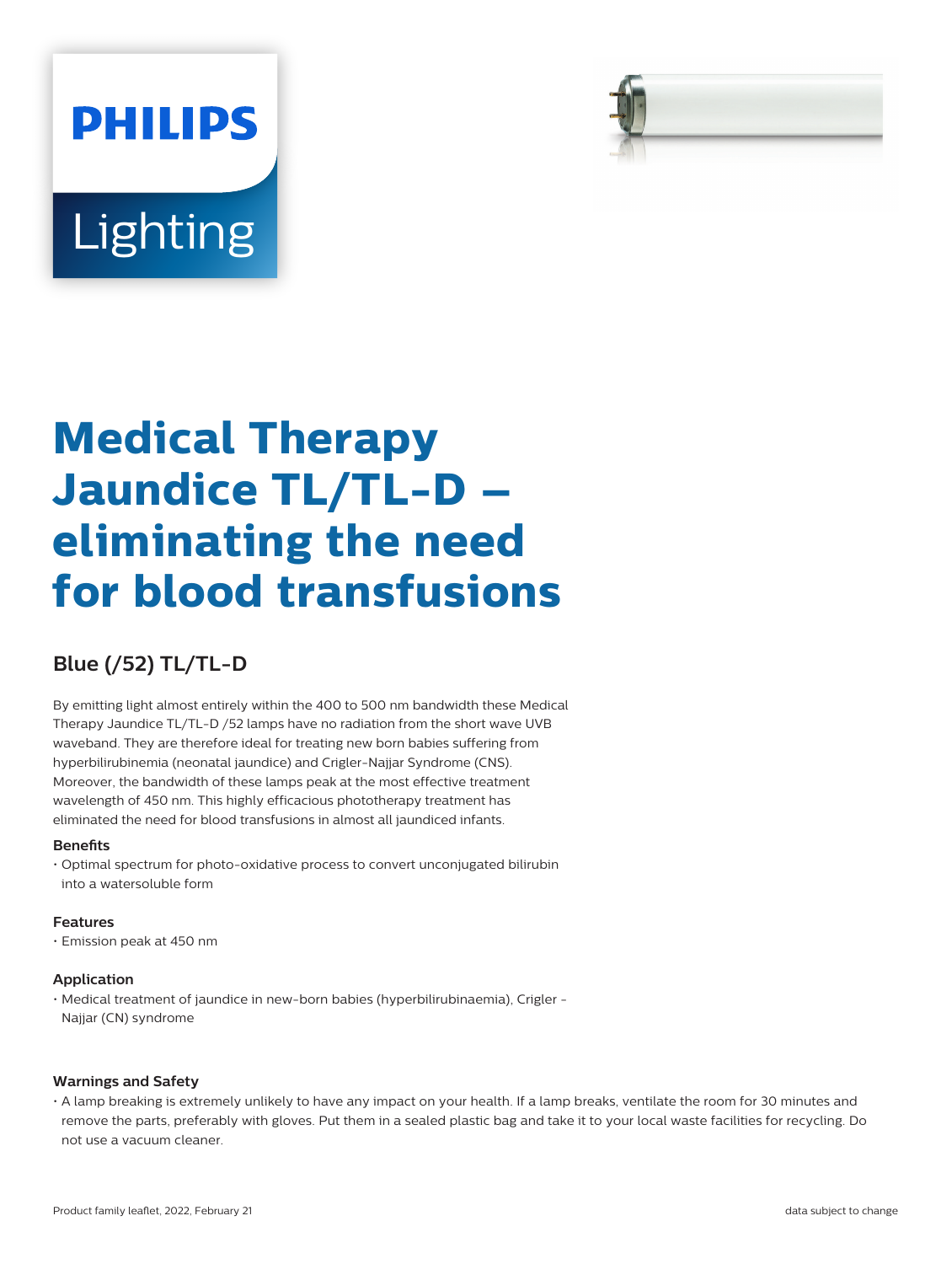PHILIPS

Lighting

# Medical Therapy Jaundice TL/TL-D – eliminating the need for blood transfusions

## Blue (/52) TL/TL-D

By emitting light almost entirely within the 400 to 500 nm bandwidth these Medical Therapy Jaundice TL/TL-D /52 lamps have no radiation from the short wave UVB waveband. They are therefore ideal for treating new born babies suffering from hyperbilirubinemia (neonatal jaundice) and Crigler-Najjar Syndrome (CNS). Moreover, the bandwidth of these lamps peak at the most effective treatment wavelength of 450 nm. This highly efficacious phototherapy treatment has eliminated the need for blood transfusions in almost all jaundiced infants.

### Benefits

- Optimal spectrum for photo-oxidative process to convert unconjugated bilirubin into a watersoluble form

### Features

- Emission peak at 450 nm

### Application

- Medical treatment of jaundice in new-born babies (hyperbilirubinaemia), Crigler - Najjar (CN) syndrome

### Warnings and Safety

- A lamp breaking is extremely unlikely to have any impact on your health. If a lamp breaks, ventilate the room for 30 minutes and remove the parts, preferably with gloves. Put them in a sealed plastic bag and take it to your local waste facilities for recycling. Do not use a vacuum cleaner.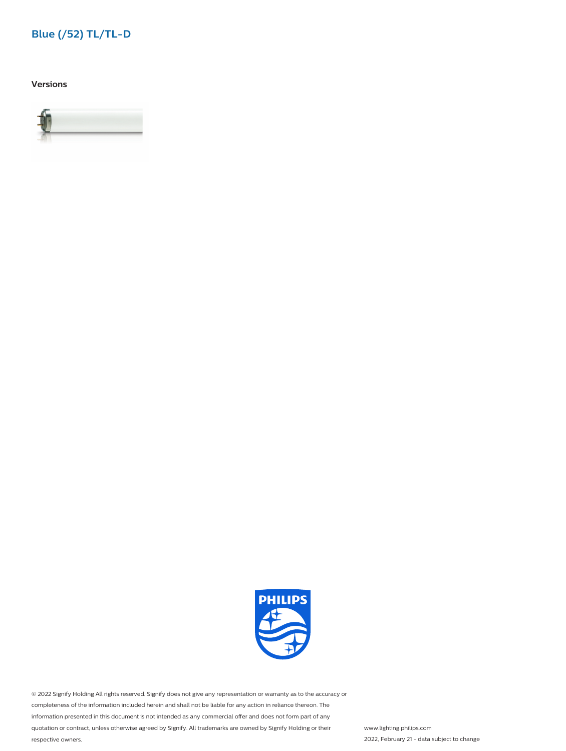## Blue (/52) TL/TL-D

### Versions

© 2022 Signify Holding All rights reserved. Signify does not give any representation or warranty as to the accuracy or completeness of the information included herein and shall not be liable for any action in reliance thereon. The information presented in this document is not intended as any commercial offer and does not form part of any quotation or contract, unless otherwise agreed by Signify. All trademarks are owned by Signify Holding or their respective owners.

www.lighting.philips.com

2022, February 21 - data subject to change